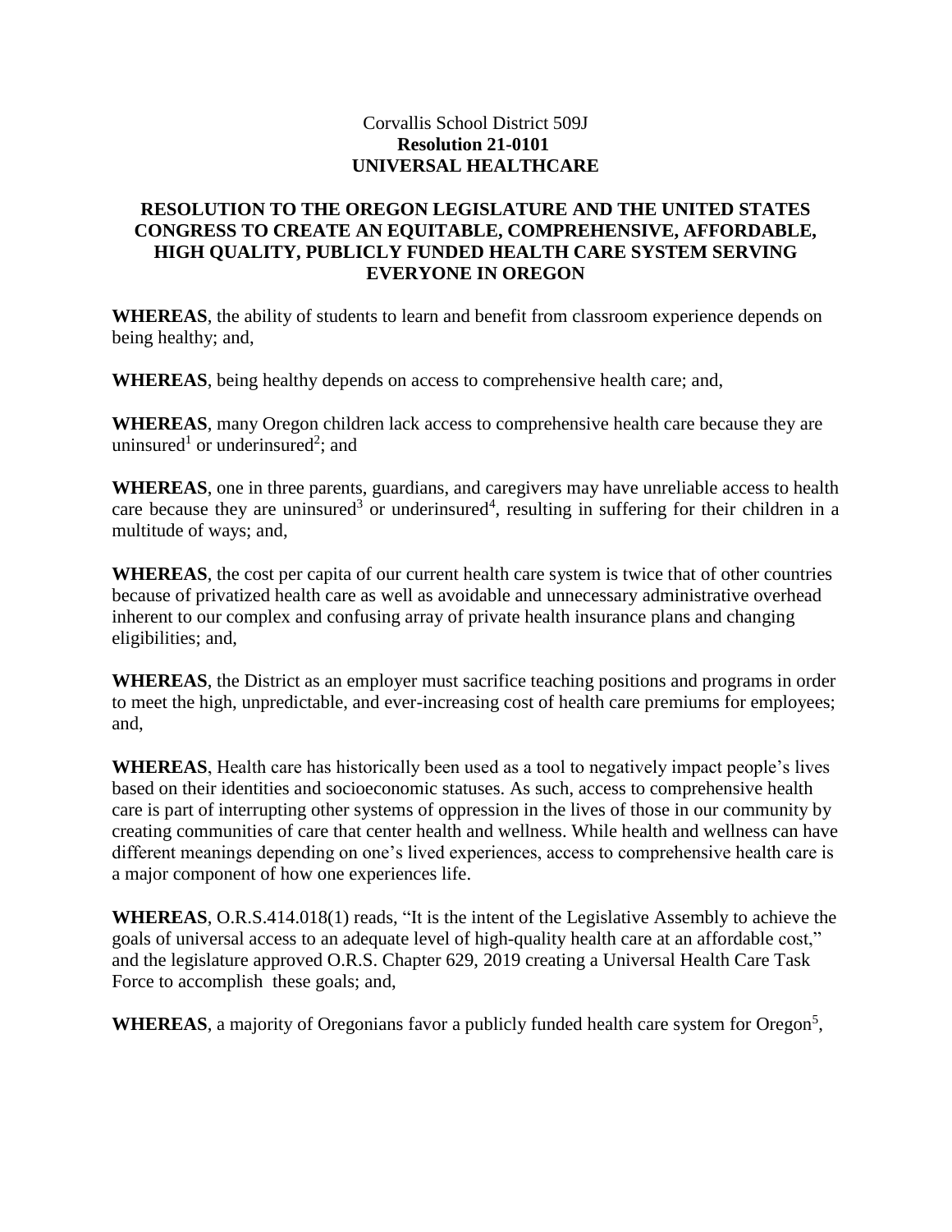Corvallis School District 509J

**Resolution 21-0101**

**UNIVERSAL HEALTHCARE**

## RESOLUTION TO THE OREGON LEGISLATURE AND THE UNITED STATES CONGRESS TO CREATE AN EQUITABLE, COMPREHENSIVE, AFFORDABLE, HIGH QUALITY, PUBLICLY FUNDED HEALTH CARE SYSTEM SERVING EVERYONE IN OREGON

**WHEREAS**, the ability of students to learn and benefit from classroom experience depends on being healthy; and,

**WHEREAS**, being healthy depends on access to comprehensive health care; and,

**WHEREAS**, many Oregon children lack access to comprehensive health care because they are uninsured[1] or underinsured[2]; and

**WHEREAS**, one in three parents, guardians, and caregivers may have unreliable access to health care because they are uninsured[3] or underinsured[4], resulting in suffering for their children in a multitude of ways; and,

**WHEREAS**, the cost per capita of our current health care system is twice that of other countries because of privatized health care as well as avoidable and unnecessary administrative overhead inherent to our complex and confusing array of private health insurance plans and changing eligibilities; and,

**WHEREAS**, the District as an employer must sacrifice teaching positions and programs in order to meet the high, unpredictable, and ever-increasing cost of health care premiums for employees; and,

**WHEREAS**, Health care has historically been used as a tool to negatively impact people's lives based on their identities and socioeconomic statuses. As such, access to comprehensive health care is part of interrupting other systems of oppression in the lives of those in our community by creating communities of care that center health and wellness. While health and wellness can have different meanings depending on one's lived experiences, access to comprehensive health care is a major component of how one experiences life.

**WHEREAS**, O.R.S.414.018(1) reads, "It is the intent of the Legislative Assembly to achieve the goals of universal access to an adequate level of high-quality health care at an affordable cost," and the legislature approved O.R.S. Chapter 629, 2019 creating a Universal Health Care Task Force to accomplish these goals; and,

**WHEREAS**, a majority of Oregonians favor a publicly funded health care system for Oregon[5],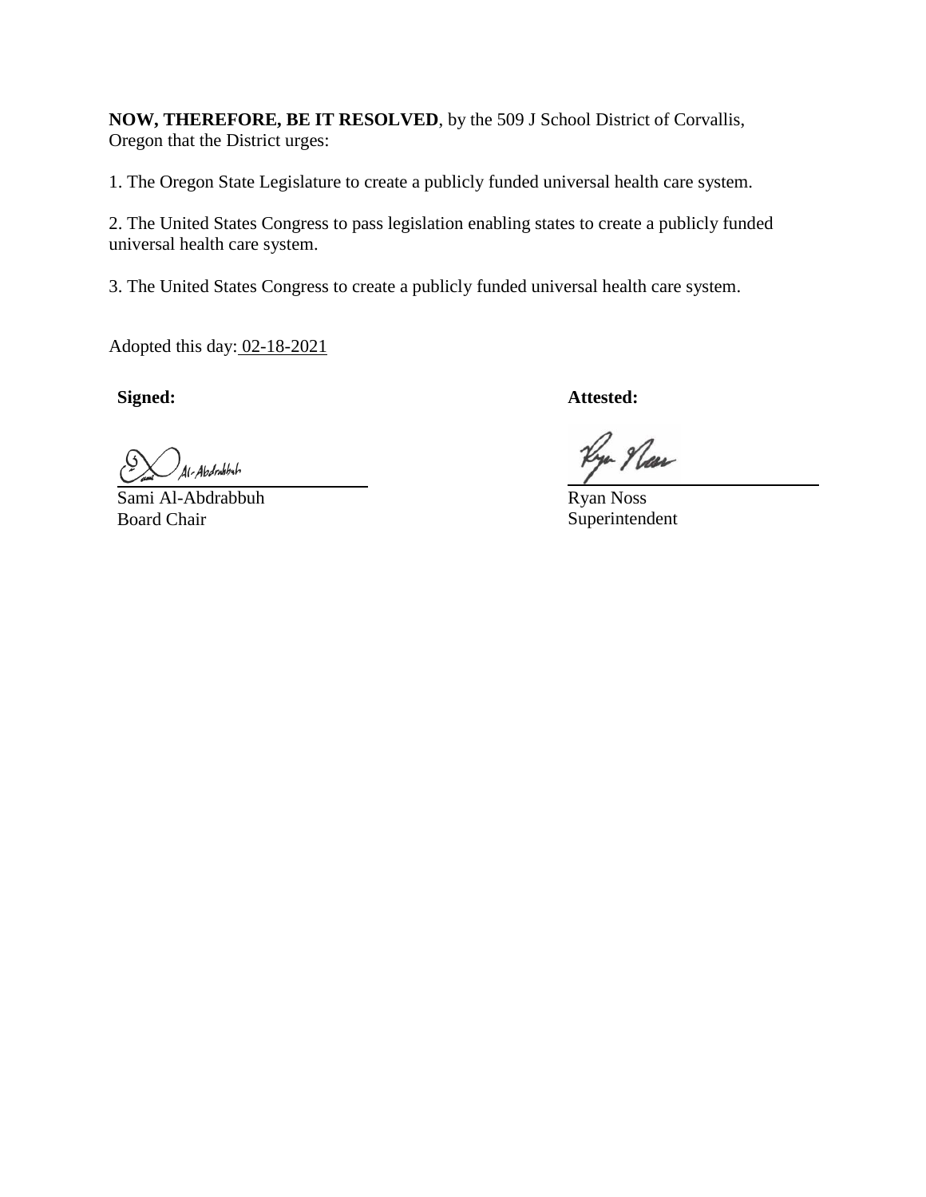**NOW, THEREFORE, BE IT RESOLVED**, by the 509 J School District of Corvallis, Oregon that the District urges:

1. The Oregon State Legislature to create a publicly funded universal health care system.

2. The United States Congress to pass legislation enabling states to create a publicly funded universal health care system.

3. The United States Congress to create a publicly funded universal health care system.

Adopted this day: 02-18-2021

**Signed:**

Sami Al-Abdrabbuh
Board Chair

**Attested:**

Ryan Noss
Superintendent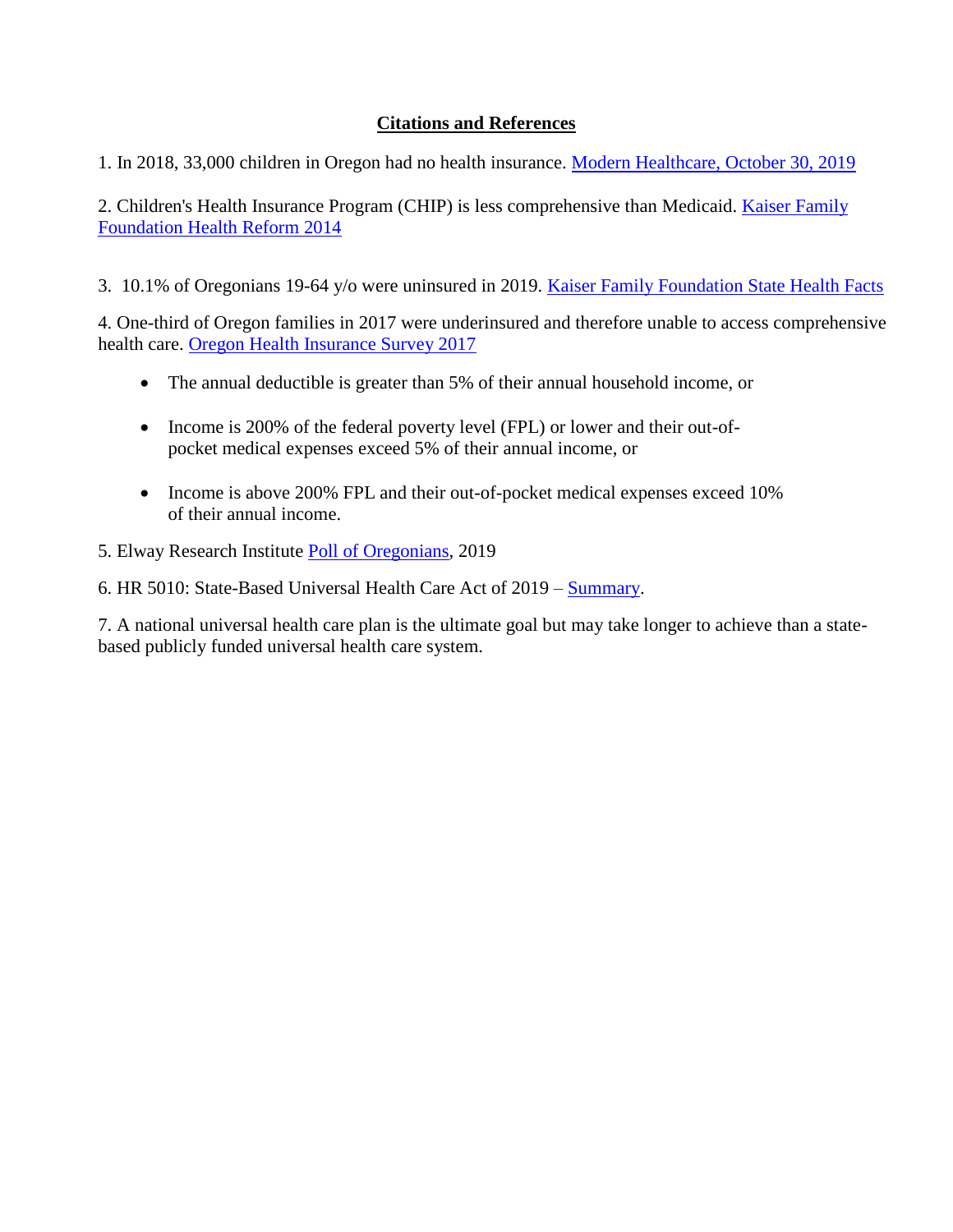## Citations and References

1. In 2018, 33,000 children in Oregon had no health insurance. Modern Healthcare, October 30, 2019

2. Children's Health Insurance Program (CHIP) is less comprehensive than Medicaid. Kaiser Family Foundation Health Reform 2014

3. 10.1% of Oregonians 19-64 y/o were uninsured in 2019. Kaiser Family Foundation State Health Facts

4. One-third of Oregon families in 2017 were underinsured and therefore unable to access comprehensive health care. Oregon Health Insurance Survey 2017

- The annual deductible is greater than 5% of their annual household income, or
- Income is 200% of the federal poverty level (FPL) or lower and their out-of-pocket medical expenses exceed 5% of their annual income, or
- Income is above 200% FPL and their out-of-pocket medical expenses exceed 10% of their annual income.

5. Elway Research Institute Poll of Oregonians, 2019

6. HR 5010: State-Based Universal Health Care Act of 2019 – Summary.

7. A national universal health care plan is the ultimate goal but may take longer to achieve than a state-based publicly funded universal health care system.